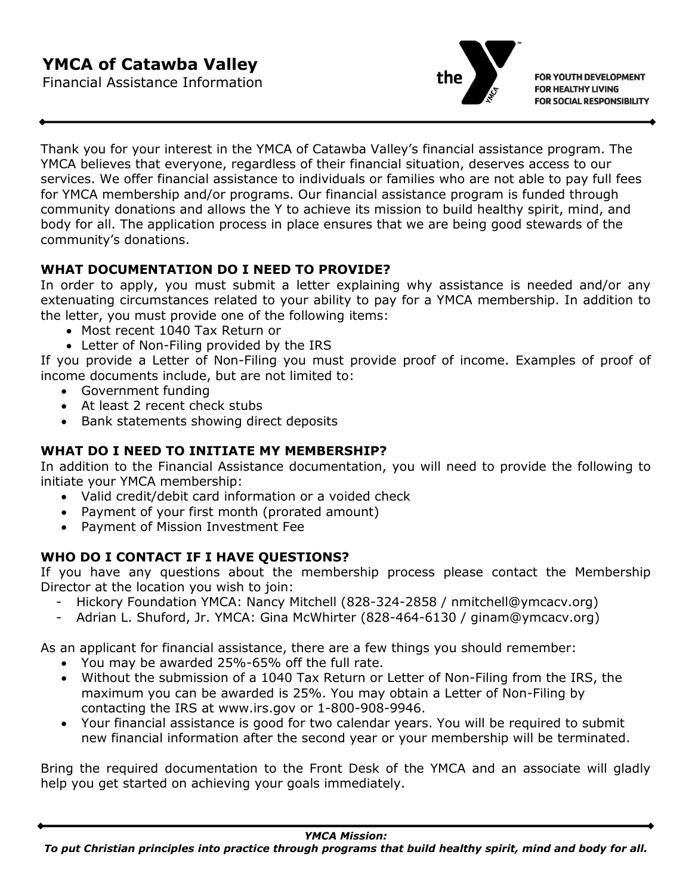# YMCA of Catawba Valley

Financial Assistance Information

FOR YOUTH DEVELOPMENT
FOR HEALTHY LIVING
FOR SOCIAL RESPONSIBILITY

Thank you for your interest in the YMCA of Catawba Valley's financial assistance program. The YMCA believes that everyone, regardless of their financial situation, deserves access to our services. We offer financial assistance to individuals or families who are not able to pay full fees for YMCA membership and/or programs. Our financial assistance program is funded through community donations and allows the Y to achieve its mission to build healthy spirit, mind, and body for all. The application process in place ensures that we are being good stewards of the community's donations.

## WHAT DOCUMENTATION DO I NEED TO PROVIDE?

In order to apply, you must submit a letter explaining why assistance is needed and/or any extenuating circumstances related to your ability to pay for a YMCA membership. In addition to the letter, you must provide one of the following items:

- Most recent 1040 Tax Return or
- Letter of Non-Filing provided by the IRS

If you provide a Letter of Non-Filing you must provide proof of income. Examples of proof of income documents include, but are not limited to:

- Government funding
- At least 2 recent check stubs
- Bank statements showing direct deposits

## WHAT DO I NEED TO INITIATE MY MEMBERSHIP?

In addition to the Financial Assistance documentation, you will need to provide the following to initiate your YMCA membership:

- Valid credit/debit card information or a voided check
- Payment of your first month (prorated amount)
- Payment of Mission Investment Fee

## WHO DO I CONTACT IF I HAVE QUESTIONS?

If you have any questions about the membership process please contact the Membership Director at the location you wish to join:

- Hickory Foundation YMCA: Nancy Mitchell (828-324-2858 / nmitchell@ymcacv.org)
- Adrian L. Shuford, Jr. YMCA: Gina McWhirter (828-464-6130 / ginam@ymcacv.org)

As an applicant for financial assistance, there are a few things you should remember:

- You may be awarded 25%-65% off the full rate.
- Without the submission of a 1040 Tax Return or Letter of Non-Filing from the IRS, the maximum you can be awarded is 25%. You may obtain a Letter of Non-Filing by contacting the IRS at www.irs.gov or 1-800-908-9946.
- Your financial assistance is good for two calendar years. You will be required to submit new financial information after the second year or your membership will be terminated.

Bring the required documentation to the Front Desk of the YMCA and an associate will gladly help you get started on achieving your goals immediately.

***YMCA Mission:***

***To put Christian principles into practice through programs that build healthy spirit, mind and body for all.***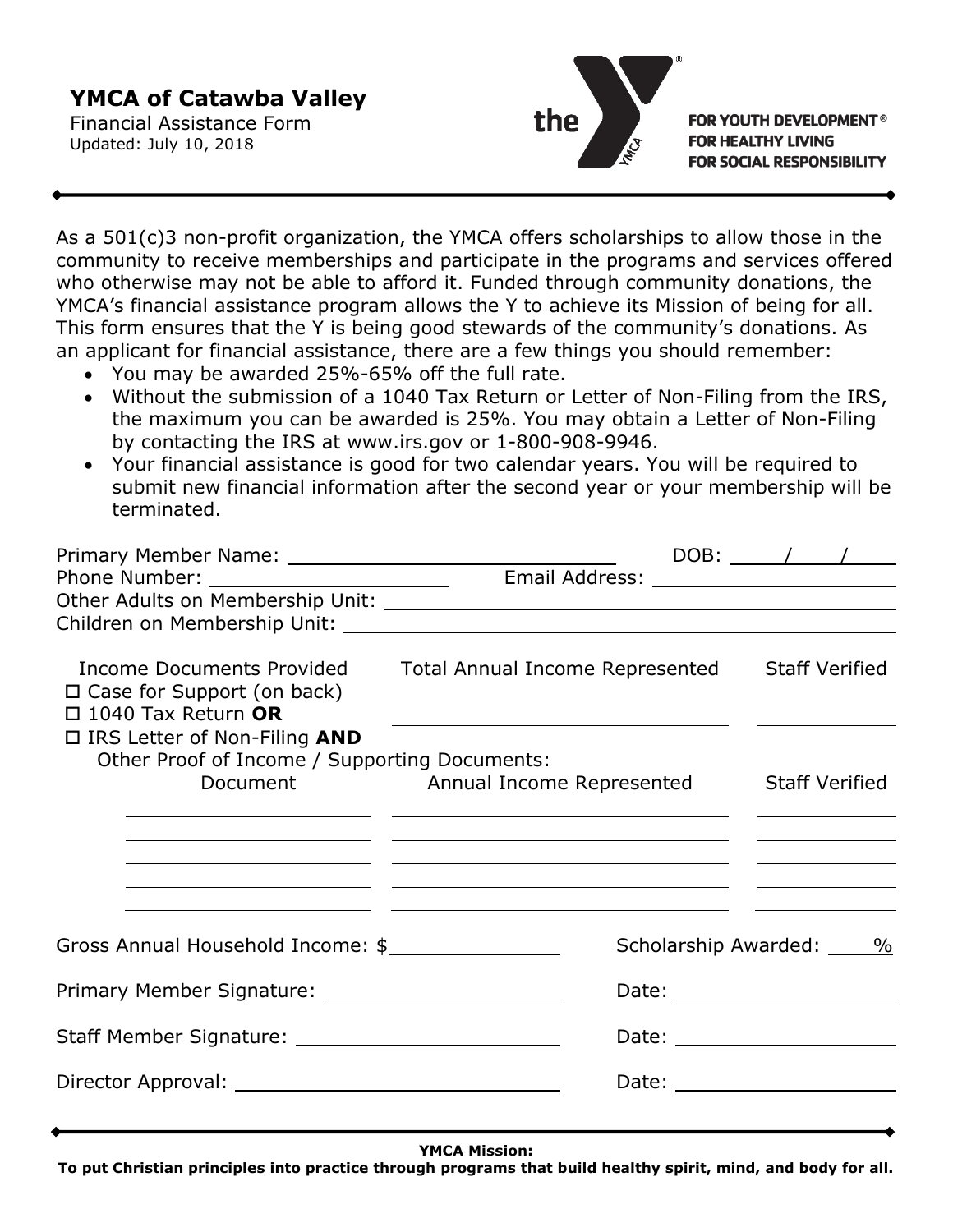# YMCA of Catawba Valley

Financial Assistance Form
Updated: July 10, 2018

FOR YOUTH DEVELOPMENT®
FOR HEALTHY LIVING
FOR SOCIAL RESPONSIBILITY

---

As a 501(c)3 non-profit organization, the YMCA offers scholarships to allow those in the community to receive memberships and participate in the programs and services offered who otherwise may not be able to afford it. Funded through community donations, the YMCA's financial assistance program allows the Y to achieve its Mission of being for all. This form ensures that the Y is being good stewards of the community's donations. As an applicant for financial assistance, there are a few things you should remember:

- You may be awarded 25%-65% off the full rate.
- Without the submission of a 1040 Tax Return or Letter of Non-Filing from the IRS, the maximum you can be awarded is 25%. You may obtain a Letter of Non-Filing by contacting the IRS at www.irs.gov or 1-800-908-9946.
- Your financial assistance is good for two calendar years. You will be required to submit new financial information after the second year or your membership will be terminated.

Primary Member Name: ______________________________ DOB: ____/____/____

Phone Number: ____________________ Email Address: ____________________

Other Adults on Membership Unit: ________________________________________

Children on Membership Unit: ________________________________________

| Income Documents Provided | Total Annual Income Represented | Staff Verified |
|---|---|---|
| ☐ Case for Support (on back)<br>☐ 1040 Tax Return **OR**<br>☐ IRS Letter of Non-Filing **AND** | ____________________ | __________ |

Other Proof of Income / Supporting Documents:

| Document | Annual Income Represented | Staff Verified |
|---|---|---|
| | | |
| | | |
| | | |
| | | |
| | | |

Gross Annual Household Income: $______________ Scholarship Awarded: ____%

Primary Member Signature: ____________________ Date: ____________________

Staff Member Signature: ____________________ Date: ____________________

Director Approval: ____________________ Date: ____________________

---

**YMCA Mission:**
**To put Christian principles into practice through programs that build healthy spirit, mind, and body for all.**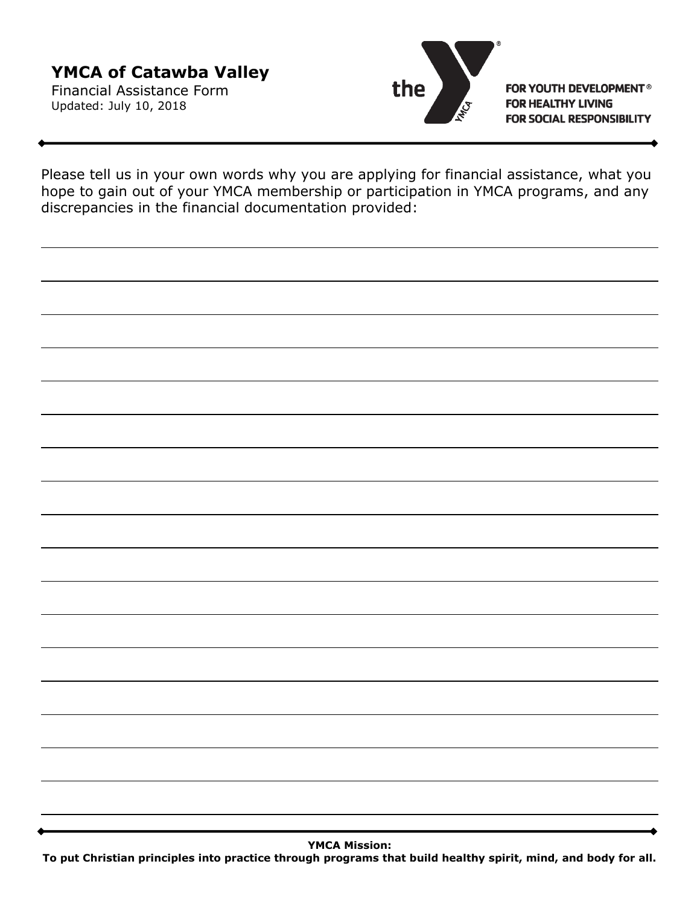## YMCA of Catawba Valley

Financial Assistance Form
Updated: July 10, 2018

FOR YOUTH DEVELOPMENT®
FOR HEALTHY LIVING
FOR SOCIAL RESPONSIBILITY

Please tell us in your own words why you are applying for financial assistance, what you hope to gain out of your YMCA membership or participation in YMCA programs, and any discrepancies in the financial documentation provided:

**YMCA Mission:**
**To put Christian principles into practice through programs that build healthy spirit, mind, and body for all.**